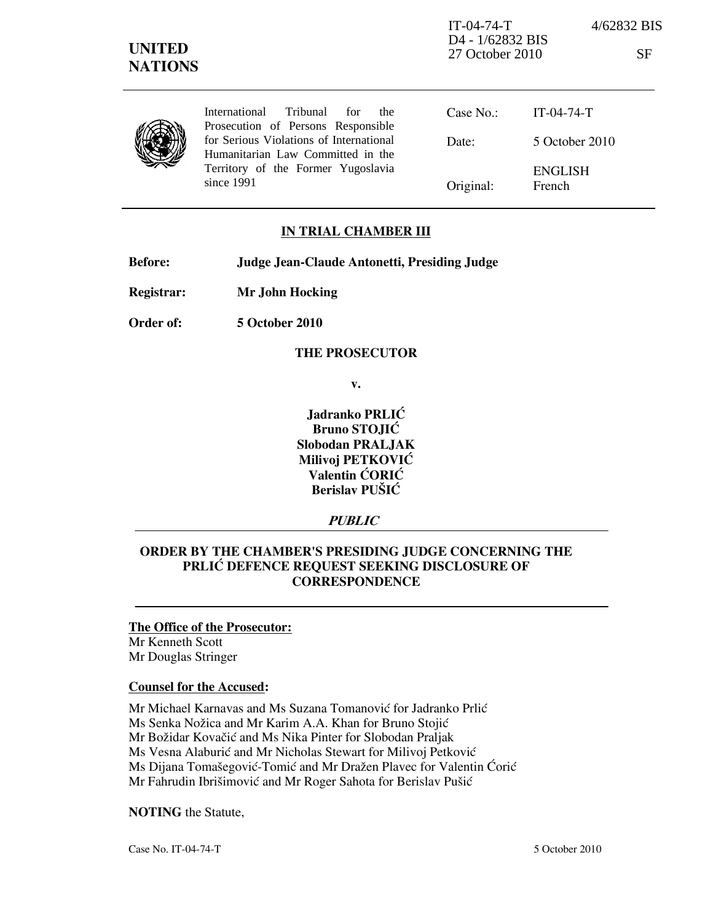IT-04-74-T 4/62832 BIS
D4 - 1/62832 BIS
27 October 2010 SF

**UNITED NATIONS**

International Tribunal for the Prosecution of Persons Responsible for Serious Violations of International Humanitarian Law Committed in the Territory of the Former Yugoslavia since 1991

| | |
|---|---|
| Case No.: | IT-04-74-T |
| Date: | 5 October 2010 |
| Original: | ENGLISH French |

## IN TRIAL CHAMBER III

**Before:** **Judge Jean-Claude Antonetti, Presiding Judge**

**Registrar:** **Mr John Hocking**

**Order of:** **5 October 2010**

**THE PROSECUTOR**

**v.**

**Jadranko PRLIĆ**
**Bruno STOJIĆ**
**Slobodan PRALJAK**
**Milivoj PETKOVIĆ**
**Valentin ĆORIĆ**
**Berislav PUŠIĆ**

***PUBLIC***

## ORDER BY THE CHAMBER'S PRESIDING JUDGE CONCERNING THE PRLIĆ DEFENCE REQUEST SEEKING DISCLOSURE OF CORRESPONDENCE

**The Office of the Prosecutor:**
Mr Kenneth Scott
Mr Douglas Stringer

**Counsel for the Accused:**

Mr Michael Karnavas and Ms Suzana Tomanović for Jadranko Prlić
Ms Senka Nožica and Mr Karim A.A. Khan for Bruno Stojić
Mr Božidar Kovačić and Ms Nika Pinter for Slobodan Praljak
Ms Vesna Alaburić and Mr Nicholas Stewart for Milivoj Petković
Ms Dijana Tomašegović-Tomić and Mr Dražen Plavec for Valentin Ćorić
Mr Fahrudin Ibrišimović and Mr Roger Sahota for Berislav Pušić

**NOTING** the Statute,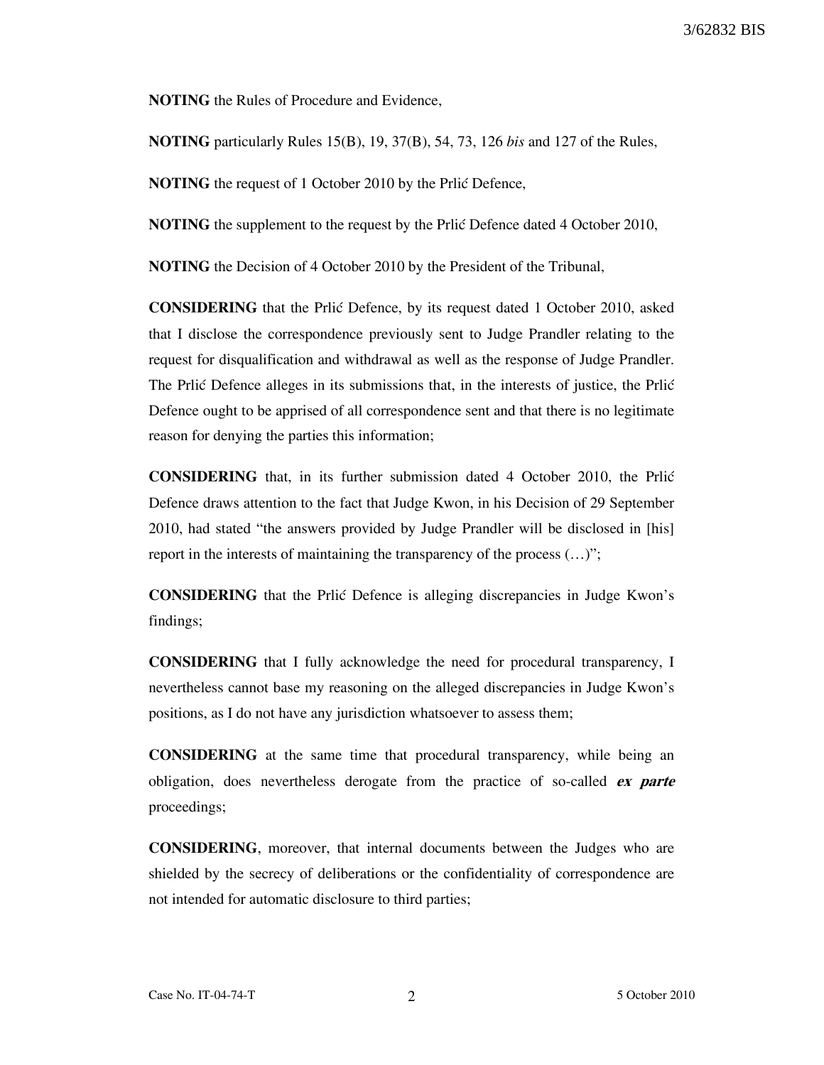**NOTING** the Rules of Procedure and Evidence,

**NOTING** particularly Rules 15(B), 19, 37(B), 54, 73, 126 *bis* and 127 of the Rules,

**NOTING** the request of 1 October 2010 by the Prlić Defence,

**NOTING** the supplement to the request by the Prlić Defence dated 4 October 2010,

**NOTING** the Decision of 4 October 2010 by the President of the Tribunal,

**CONSIDERING** that the Prlić Defence, by its request dated 1 October 2010, asked that I disclose the correspondence previously sent to Judge Prandler relating to the request for disqualification and withdrawal as well as the response of Judge Prandler. The Prlić Defence alleges in its submissions that, in the interests of justice, the Prlić Defence ought to be apprised of all correspondence sent and that there is no legitimate reason for denying the parties this information;

**CONSIDERING** that, in its further submission dated 4 October 2010, the Prlić Defence draws attention to the fact that Judge Kwon, in his Decision of 29 September 2010, had stated "the answers provided by Judge Prandler will be disclosed in [his] report in the interests of maintaining the transparency of the process (…)";

**CONSIDERING** that the Prlić Defence is alleging discrepancies in Judge Kwon's findings;

**CONSIDERING** that I fully acknowledge the need for procedural transparency, I nevertheless cannot base my reasoning on the alleged discrepancies in Judge Kwon's positions, as I do not have any jurisdiction whatsoever to assess them;

**CONSIDERING** at the same time that procedural transparency, while being an obligation, does nevertheless derogate from the practice of so-called ***ex parte*** proceedings;

**CONSIDERING**, moreover, that internal documents between the Judges who are shielded by the secrecy of deliberations or the confidentiality of correspondence are not intended for automatic disclosure to third parties;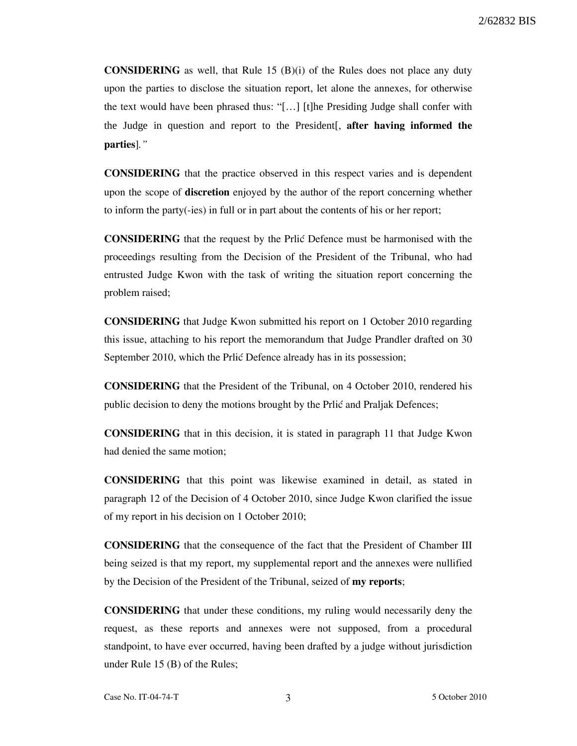**CONSIDERING** as well, that Rule 15 (B)(i) of the Rules does not place any duty upon the parties to disclose the situation report, let alone the annexes, for otherwise the text would have been phrased thus: "[…] [t]he Presiding Judge shall confer with the Judge in question and report to the President[, **after having informed the parties**]*."*

**CONSIDERING** that the practice observed in this respect varies and is dependent upon the scope of **discretion** enjoyed by the author of the report concerning whether to inform the party(-ies) in full or in part about the contents of his or her report;

**CONSIDERING** that the request by the Prlić Defence must be harmonised with the proceedings resulting from the Decision of the President of the Tribunal, who had entrusted Judge Kwon with the task of writing the situation report concerning the problem raised;

**CONSIDERING** that Judge Kwon submitted his report on 1 October 2010 regarding this issue, attaching to his report the memorandum that Judge Prandler drafted on 30 September 2010, which the Prlić Defence already has in its possession;

**CONSIDERING** that the President of the Tribunal, on 4 October 2010, rendered his public decision to deny the motions brought by the Prlić and Praljak Defences;

**CONSIDERING** that in this decision, it is stated in paragraph 11 that Judge Kwon had denied the same motion;

**CONSIDERING** that this point was likewise examined in detail, as stated in paragraph 12 of the Decision of 4 October 2010, since Judge Kwon clarified the issue of my report in his decision on 1 October 2010;

**CONSIDERING** that the consequence of the fact that the President of Chamber III being seized is that my report, my supplemental report and the annexes were nullified by the Decision of the President of the Tribunal, seized of **my reports**;

**CONSIDERING** that under these conditions, my ruling would necessarily deny the request, as these reports and annexes were not supposed, from a procedural standpoint, to have ever occurred, having been drafted by a judge without jurisdiction under Rule 15 (B) of the Rules;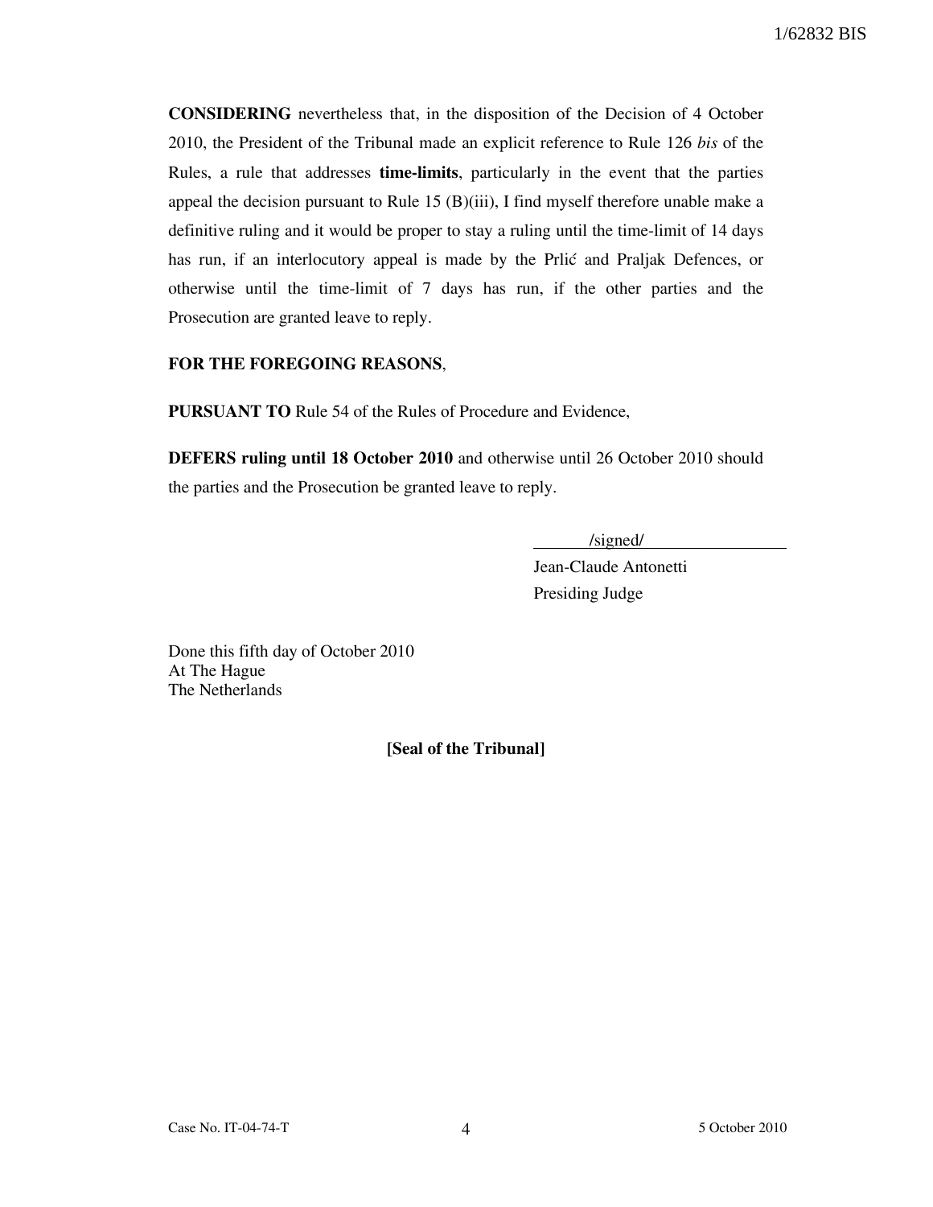**CONSIDERING** nevertheless that, in the disposition of the Decision of 4 October 2010, the President of the Tribunal made an explicit reference to Rule 126 *bis* of the Rules, a rule that addresses **time-limits**, particularly in the event that the parties appeal the decision pursuant to Rule 15 (B)(iii), I find myself therefore unable make a definitive ruling and it would be proper to stay a ruling until the time-limit of 14 days has run, if an interlocutory appeal is made by the Prlić and Praljak Defences, or otherwise until the time-limit of 7 days has run, if the other parties and the Prosecution are granted leave to reply.

**FOR THE FOREGOING REASONS**,

**PURSUANT TO** Rule 54 of the Rules of Procedure and Evidence,

**DEFERS ruling until 18 October 2010** and otherwise until 26 October 2010 should the parties and the Prosecution be granted leave to reply.

/signed/

Jean-Claude Antonetti
Presiding Judge

Done this fifth day of October 2010
At The Hague
The Netherlands

**[Seal of the Tribunal]**